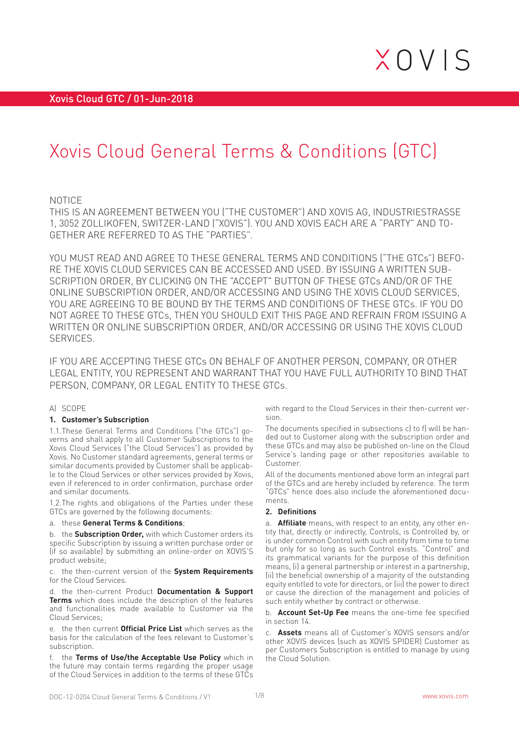Xovis Cloud GTC / 01-Jun-2018

# Xovis Cloud General Terms & Conditions (GTC)

NOTICE
THIS IS AN AGREEMENT BETWEEN YOU ("THE CUSTOMER") AND XOVIS AG, INDUSTRIESTRASSE 1, 3052 ZOLLIKOFEN, SWITZER-LAND ("XOVIS"). YOU AND XOVIS EACH ARE A "PARTY" AND TO-GETHER ARE REFERRED TO AS THE "PARTIES".

YOU MUST READ AND AGREE TO THESE GENERAL TERMS AND CONDITIONS ("THE GTCs") BEFO-RE THE XOVIS CLOUD SERVICES CAN BE ACCESSED AND USED. BY ISSUING A WRITTEN SUB-SCRIPTION ORDER, BY CLICKING ON THE "ACCEPT" BUTTON OF THESE GTCs AND/OR OF THE ONLINE SUBSCRIPTION ORDER, AND/OR ACCESSING AND USING THE XOVIS CLOUD SERVICES, YOU ARE AGREEING TO BE BOUND BY THE TERMS AND CONDITIONS OF THESE GTCs. IF YOU DO NOT AGREE TO THESE GTCs, THEN YOU SHOULD EXIT THIS PAGE AND REFRAIN FROM ISSUING A WRITTEN OR ONLINE SUBSCRIPTION ORDER, AND/OR ACCESSING OR USING THE XOVIS CLOUD SERVICES.

IF YOU ARE ACCEPTING THESE GTCs ON BEHALF OF ANOTHER PERSON, COMPANY, OR OTHER LEGAL ENTITY, YOU REPRESENT AND WARRANT THAT YOU HAVE FULL AUTHORITY TO BIND THAT PERSON, COMPANY, OR LEGAL ENTITY TO THESE GTCs.

## A) SCOPE

### 1. Customer's Subscription

1.1.These General Terms and Conditions ("the GTCs") governs and shall apply to all Customer Subscriptions to the Xovis Cloud Services ("the Cloud Services") as provided by Xovis. No Customer standard agreements, general terms or similar documents provided by Customer shall be applicable to the Cloud Services or other services provided by Xovis, even if referenced to in order confirmation, purchase order and similar documents.

1.2.The rights and obligations of the Parties under these GTCs are governed by the following documents:

a. these **General Terms & Conditions**;

b. the **Subscription Order,** with which Customer orders its specific Subscription by issuing a written purchase order or (if so available) by submitting an online-order on XOVIS'S product website;

c. the then-current version of the **System Requirements** for the Cloud Services.

d. the then-current Product **Documentation & Support Terms** which does include the description of the features and functionalities made available to Customer via the Cloud Services;

e. the then current **Official Price List** which serves as the basis for the calculation of the fees relevant to Customer's subscription.

f. the **Terms of Use/the Acceptable Use Policy** which in the future may contain terms regarding the proper usage of the Cloud Services in addition to the terms of these GTCs with regard to the Cloud Services in their then-current version.

The documents specified in subsections c) to f) will be handed out to Customer along with the subscription order and these GTCs and may also be published on-line on the Cloud Service's landing page or other repositories available to Customer.

All of the documents mentioned above form an integral part of the GTCs and are hereby included by reference. The term "GTCs" hence does also include the aforementioned documents.

### 2. Definitions

a. **Affiliate** means, with respect to an entity, any other entity that, directly or indirectly, Controls, is Controlled by, or is under common Control with such entity from time to time but only for so long as such Control exists. "Control" and its grammatical variants for the purpose of this definition means, (i) a general partnership or interest in a partnership, (ii) the beneficial ownership of a majority of the outstanding equity entitled to vote for directors, or (iii) the power to direct or cause the direction of the management and policies of such entity whether by contract or otherwise.

b. **Account Set-Up Fee** means the one-time fee specified in section 14.

c. **Assets** means all of Customer's XOVIS sensors and/or other XOVIS devices (such as XOVIS SPIDER) Customer as per Customers Subscription is entitled to manage by using the Cloud Solution.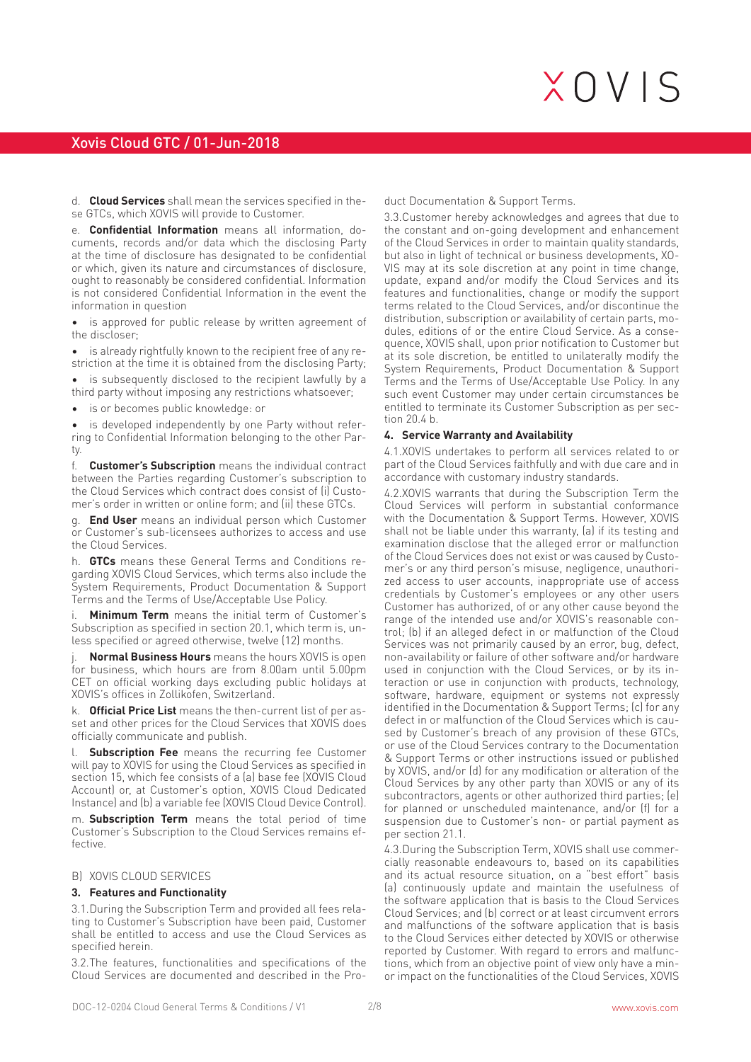d. **Cloud Services** shall mean the services specified in these GTCs, which XOVIS will provide to Customer.

e. **Confidential Information** means all information, documents, records and/or data which the disclosing Party at the time of disclosure has designated to be confidential or which, given its nature and circumstances of disclosure, ought to reasonably be considered confidential. Information is not considered Confidential Information in the event the information in question

- is approved for public release by written agreement of the discloser;
- is already rightfully known to the recipient free of any restriction at the time it is obtained from the disclosing Party;
- is subsequently disclosed to the recipient lawfully by a third party without imposing any restrictions whatsoever;
- is or becomes public knowledge: or
- is developed independently by one Party without referring to Confidential Information belonging to the other Party.

f. **Customer's Subscription** means the individual contract between the Parties regarding Customer's subscription to the Cloud Services which contract does consist of (i) Customer's order in written or online form; and (ii) these GTCs.

g. **End User** means an individual person which Customer or Customer's sub-licensees authorizes to access and use the Cloud Services.

h. **GTCs** means these General Terms and Conditions regarding XOVIS Cloud Services, which terms also include the System Requirements, Product Documentation & Support Terms and the Terms of Use/Acceptable Use Policy.

i. **Minimum Term** means the initial term of Customer's Subscription as specified in section 20.1, which term is, unless specified or agreed otherwise, twelve (12) months.

j. **Normal Business Hours** means the hours XOVIS is open for business, which hours are from 8.00am until 5.00pm CET on official working days excluding public holidays at XOVIS's offices in Zollikofen, Switzerland.

k. **Official Price List** means the then-current list of per asset and other prices for the Cloud Services that XOVIS does officially communicate and publish.

l. **Subscription Fee** means the recurring fee Customer will pay to XOVIS for using the Cloud Services as specified in section 15, which fee consists of a (a) base fee (XOVIS Cloud Account) or, at Customer's option, XOVIS Cloud Dedicated Instance) and (b) a variable fee (XOVIS Cloud Device Control).

m. **Subscription Term** means the total period of time Customer's Subscription to the Cloud Services remains effective.

B) XOVIS CLOUD SERVICES

### 3. Features and Functionality

3.1. During the Subscription Term and provided all fees relating to Customer's Subscription have been paid, Customer shall be entitled to access and use the Cloud Services as specified herein.

3.2. The features, functionalities and specifications of the Cloud Services are documented and described in the Product Documentation & Support Terms.

3.3. Customer hereby acknowledges and agrees that due to the constant and on-going development and enhancement of the Cloud Services in order to maintain quality standards, but also in light of technical or business developments, XOVIS may at its sole discretion at any point in time change, update, expand and/or modify the Cloud Services and its features and functionalities, change or modify the support terms related to the Cloud Services, and/or discontinue the distribution, subscription or availability of certain parts, modules, editions of or the entire Cloud Service. As a consequence, XOVIS shall, upon prior notification to Customer but at its sole discretion, be entitled to unilaterally modify the System Requirements, Product Documentation & Support Terms and the Terms of Use/Acceptable Use Policy. In any such event Customer may under certain circumstances be entitled to terminate its Customer Subscription as per section 20.4 b.

### 4. Service Warranty and Availability

4.1. XOVIS undertakes to perform all services related to or part of the Cloud Services faithfully and with due care and in accordance with customary industry standards.

4.2. XOVIS warrants that during the Subscription Term the Cloud Services will perform in substantial conformance with the Documentation & Support Terms. However, XOVIS shall not be liable under this warranty, (a) if its testing and examination disclose that the alleged error or malfunction of the Cloud Services does not exist or was caused by Customer's or any third person's misuse, negligence, unauthorized access to user accounts, inappropriate use of access credentials by Customer's employees or any other users Customer has authorized, of or any other cause beyond the range of the intended use and/or XOVIS's reasonable control; (b) if an alleged defect in or malfunction of the Cloud Services was not primarily caused by an error, bug, defect, non-availability or failure of other software and/or hardware used in conjunction with the Cloud Services, or by its interaction or use in conjunction with products, technology, software, hardware, equipment or systems not expressly identified in the Documentation & Support Terms; (c) for any defect in or malfunction of the Cloud Services which is caused by Customer's breach of any provision of these GTCs, or use of the Cloud Services contrary to the Documentation & Support Terms or other instructions issued or published by XOVIS, and/or (d) for any modification or alteration of the Cloud Services by any other party than XOVIS or any of its subcontractors, agents or other authorized third parties; (e) for planned or unscheduled maintenance, and/or (f) for a suspension due to Customer's non- or partial payment as per section 21.1.

4.3. During the Subscription Term, XOVIS shall use commercially reasonable endeavours to, based on its capabilities and its actual resource situation, on a "best effort" basis (a) continuously update and maintain the usefulness of the software application that is basis to the Cloud Services Cloud Services; and (b) correct or at least circumvent errors and malfunctions of the software application that is basis to the Cloud Services either detected by XOVIS or otherwise reported by Customer. With regard to errors and malfunctions, which from an objective point of view only have a minor impact on the functionalities of the Cloud Services, XOVIS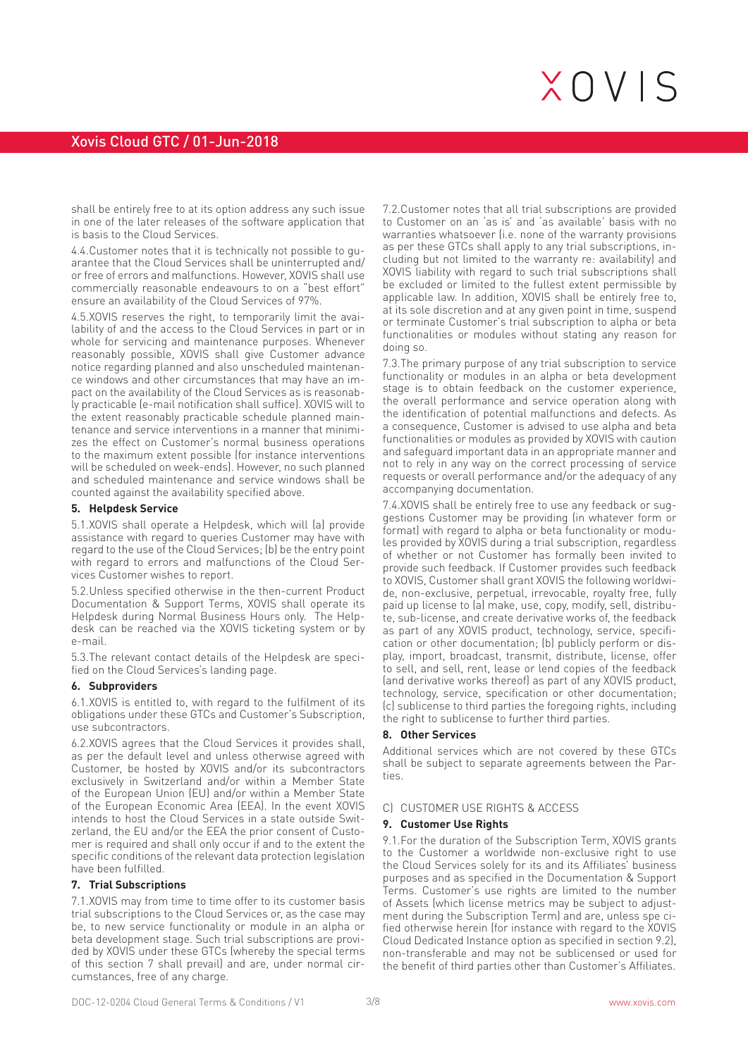shall be entirely free to at its option address any such issue in one of the later releases of the software application that is basis to the Cloud Services.

4.4.Customer notes that it is technically not possible to guarantee that the Cloud Services shall be uninterrupted and/or free of errors and malfunctions. However, XOVIS shall use commercially reasonable endeavours to on a "best effort" ensure an availability of the Cloud Services of 97%.

4.5.XOVIS reserves the right, to temporarily limit the availability of and the access to the Cloud Services in part or in whole for servicing and maintenance purposes. Whenever reasonably possible, XOVIS shall give Customer advance notice regarding planned and also unscheduled maintenance windows and other circumstances that may have an impact on the availability of the Cloud Services as is reasonably practicable (e-mail notification shall suffice). XOVIS will to the extent reasonably practicable schedule planned maintenance and service interventions in a manner that minimizes the effect on Customer's normal business operations to the maximum extent possible (for instance interventions will be scheduled on week-ends). However, no such planned and scheduled maintenance and service windows shall be counted against the availability specified above.

### 5. Helpdesk Service

5.1.XOVIS shall operate a Helpdesk, which will (a) provide assistance with regard to queries Customer may have with regard to the use of the Cloud Services; (b) be the entry point with regard to errors and malfunctions of the Cloud Services Customer wishes to report.

5.2.Unless specified otherwise in the then-current Product Documentation & Support Terms, XOVIS shall operate its Helpdesk during Normal Business Hours only. The Helpdesk can be reached via the XOVIS ticketing system or by e-mail.

5.3.The relevant contact details of the Helpdesk are specified on the Cloud Services's landing page.

### 6. Subproviders

6.1.XOVIS is entitled to, with regard to the fulfilment of its obligations under these GTCs and Customer's Subscription, use subcontractors.

6.2.XOVIS agrees that the Cloud Services it provides shall, as per the default level and unless otherwise agreed with Customer, be hosted by XOVIS and/or its subcontractors exclusively in Switzerland and/or within a Member State of the European Union (EU) and/or within a Member State of the European Economic Area (EEA). In the event XOVIS intends to host the Cloud Services in a state outside Switzerland, the EU and/or the EEA the prior consent of Customer is required and shall only occur if and to the extent the specific conditions of the relevant data protection legislation have been fulfilled.

### 7. Trial Subscriptions

7.1.XOVIS may from time to time offer to its customer basis trial subscriptions to the Cloud Services or, as the case may be, to new service functionality or module in an alpha or beta development stage. Such trial subscriptions are provided by XOVIS under these GTCs (whereby the special terms of this section 7 shall prevail) and are, under normal circumstances, free of any charge.

7.2.Customer notes that all trial subscriptions are provided to Customer on an 'as is' and 'as available' basis with no warranties whatsoever (i.e. none of the warranty provisions as per these GTCs shall apply to any trial subscriptions, including but not limited to the warranty re: availability) and XOVIS liability with regard to such trial subscriptions shall be excluded or limited to the fullest extent permissible by applicable law. In addition, XOVIS shall be entirely free to, at its sole discretion and at any given point in time, suspend or terminate Customer's trial subscription to alpha or beta functionalities or modules without stating any reason for doing so.

7.3.The primary purpose of any trial subscription to service functionality or modules in an alpha or beta development stage is to obtain feedback on the customer experience, the overall performance and service operation along with the identification of potential malfunctions and defects. As a consequence, Customer is advised to use alpha and beta functionalities or modules as provided by XOVIS with caution and safeguard important data in an appropriate manner and not to rely in any way on the correct processing of service requests or overall performance and/or the adequacy of any accompanying documentation.

7.4.XOVIS shall be entirely free to use any feedback or suggestions Customer may be providing (in whatever form or format) with regard to alpha or beta functionality or modules provided by XOVIS during a trial subscription, regardless of whether or not Customer has formally been invited to provide such feedback. If Customer provides such feedback to XOVIS, Customer shall grant XOVIS the following worldwide, non-exclusive, perpetual, irrevocable, royalty free, fully paid up license to (a) make, use, copy, modify, sell, distribute, sub-license, and create derivative works of, the feedback as part of any XOVIS product, technology, service, specification or other documentation; (b) publicly perform or display, import, broadcast, transmit, distribute, license, offer to sell, and sell, rent, lease or lend copies of the feedback (and derivative works thereof) as part of any XOVIS product, technology, service, specification or other documentation; (c) sublicense to third parties the foregoing rights, including the right to sublicense to further third parties.

### 8. Other Services

Additional services which are not covered by these GTCs shall be subject to separate agreements between the Parties.

## C) CUSTOMER USE RIGHTS & ACCESS

### 9. Customer Use Rights

9.1.For the duration of the Subscription Term, XOVIS grants to the Customer a worldwide non-exclusive right to use the Cloud Services solely for its and its Affiliates' business purposes and as specified in the Documentation & Support Terms. Customer's use rights are limited to the number of Assets (which license metrics may be subject to adjustment during the Subscription Term) and are, unless spe cified otherwise herein (for instance with regard to the XOVIS Cloud Dedicated Instance option as specified in section 9.2), non-transferable and may not be sublicensed or used for the benefit of third parties other than Customer's Affiliates.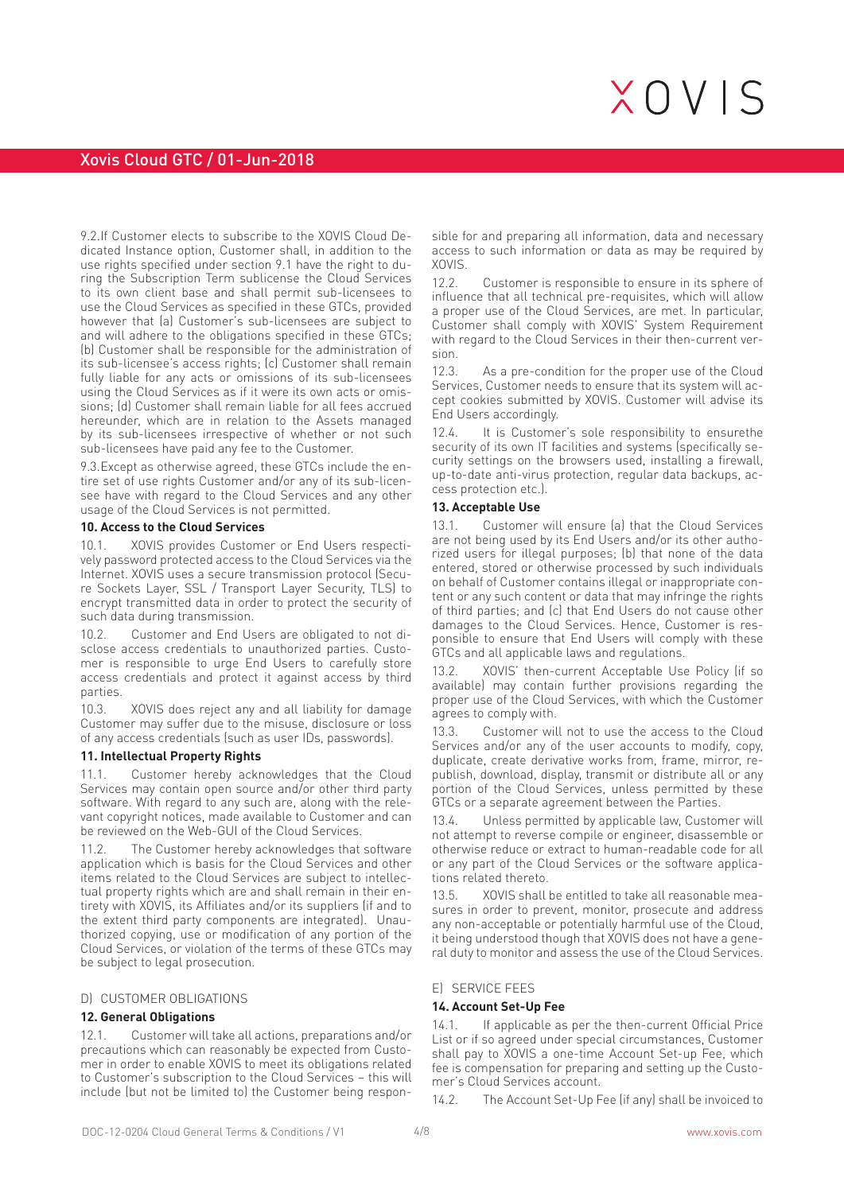9.2.If Customer elects to subscribe to the XOVIS Cloud Dedicated Instance option, Customer shall, in addition to the use rights specified under section 9.1 have the right to during the Subscription Term sublicense the Cloud Services to its own client base and shall permit sub-licensees to use the Cloud Services as specified in these GTCs, provided however that (a) Customer's sub-licensees are subject to and will adhere to the obligations specified in these GTCs; (b) Customer shall be responsible for the administration of its sub-licensee's access rights; (c) Customer shall remain fully liable for any acts or omissions of its sub-licensees using the Cloud Services as if it were its own acts or omissions; (d) Customer shall remain liable for all fees accrued hereunder, which are in relation to the Assets managed by its sub-licensees irrespective of whether or not such sub-licensees have paid any fee to the Customer.

9.3.Except as otherwise agreed, these GTCs include the entire set of use rights Customer and/or any of its sub-licensee have with regard to the Cloud Services and any other usage of the Cloud Services is not permitted.

#### 10. Access to the Cloud Services

10.1. XOVIS provides Customer or End Users respectively password protected access to the Cloud Services via the Internet. XOVIS uses a secure transmission protocol (Secure Sockets Layer, SSL / Transport Layer Security, TLS) to encrypt transmitted data in order to protect the security of such data during transmission.

10.2. Customer and End Users are obligated to not disclose access credentials to unauthorized parties. Customer is responsible to urge End Users to carefully store access credentials and protect it against access by third parties.

10.3. XOVIS does reject any and all liability for damage Customer may suffer due to the misuse, disclosure or loss of any access credentials (such as user IDs, passwords).

#### 11. Intellectual Property Rights

11.1. Customer hereby acknowledges that the Cloud Services may contain open source and/or other third party software. With regard to any such are, along with the relevant copyright notices, made available to Customer and can be reviewed on the Web-GUI of the Cloud Services.

11.2. The Customer hereby acknowledges that software application which is basis for the Cloud Services and other items related to the Cloud Services are subject to intellectual property rights which are and shall remain in their entirety with XOVIS, its Affiliates and/or its suppliers (if and to the extent third party components are integrated). Unauthorized copying, use or modification of any portion of the Cloud Services, or violation of the terms of these GTCs may be subject to legal prosecution.

### D) CUSTOMER OBLIGATIONS

#### 12. General Obligations

12.1. Customer will take all actions, preparations and/or precautions which can reasonably be expected from Customer in order to enable XOVIS to meet its obligations related to Customer's subscription to the Cloud Services – this will include (but not be limited to) the Customer being responsible for and preparing all information, data and necessary access to such information or data as may be required by XOVIS.

12.2. Customer is responsible to ensure in its sphere of influence that all technical pre-requisites, which will allow a proper use of the Cloud Services, are met. In particular, Customer shall comply with XOVIS' System Requirement with regard to the Cloud Services in their then-current version.

12.3. As a pre-condition for the proper use of the Cloud Services, Customer needs to ensure that its system will accept cookies submitted by XOVIS. Customer will advise its End Users accordingly.

12.4. It is Customer's sole responsibility to ensurethe security of its own IT facilities and systems (specifically security settings on the browsers used, installing a firewall, up-to-date anti-virus protection, regular data backups, access protection etc.).

#### 13. Acceptable Use

13.1. Customer will ensure (a) that the Cloud Services are not being used by its End Users and/or its other authorized users for illegal purposes; (b) that none of the data entered, stored or otherwise processed by such individuals on behalf of Customer contains illegal or inappropriate content or any such content or data that may infringe the rights of third parties; and (c) that End Users do not cause other damages to the Cloud Services. Hence, Customer is responsible to ensure that End Users will comply with these GTCs and all applicable laws and regulations.

13.2. XOVIS' then-current Acceptable Use Policy (if so available) may contain further provisions regarding the proper use of the Cloud Services, with which the Customer agrees to comply with.

13.3. Customer will not to use the access to the Cloud Services and/or any of the user accounts to modify, copy, duplicate, create derivative works from, frame, mirror, republish, download, display, transmit or distribute all or any portion of the Cloud Services, unless permitted by these GTCs or a separate agreement between the Parties.

13.4. Unless permitted by applicable law, Customer will not attempt to reverse compile or engineer, disassemble or otherwise reduce or extract to human-readable code for all or any part of the Cloud Services or the software applications related thereto.

13.5. XOVIS shall be entitled to take all reasonable measures in order to prevent, monitor, prosecute and address any non-acceptable or potentially harmful use of the Cloud, it being understood though that XOVIS does not have a general duty to monitor and assess the use of the Cloud Services.

### E) SERVICE FEES

#### 14. Account Set-Up Fee

14.1. If applicable as per the then-current Official Price List or if so agreed under special circumstances, Customer shall pay to XOVIS a one-time Account Set-up Fee, which fee is compensation for preparing and setting up the Customer's Cloud Services account.

14.2. The Account Set-Up Fee (if any) shall be invoiced to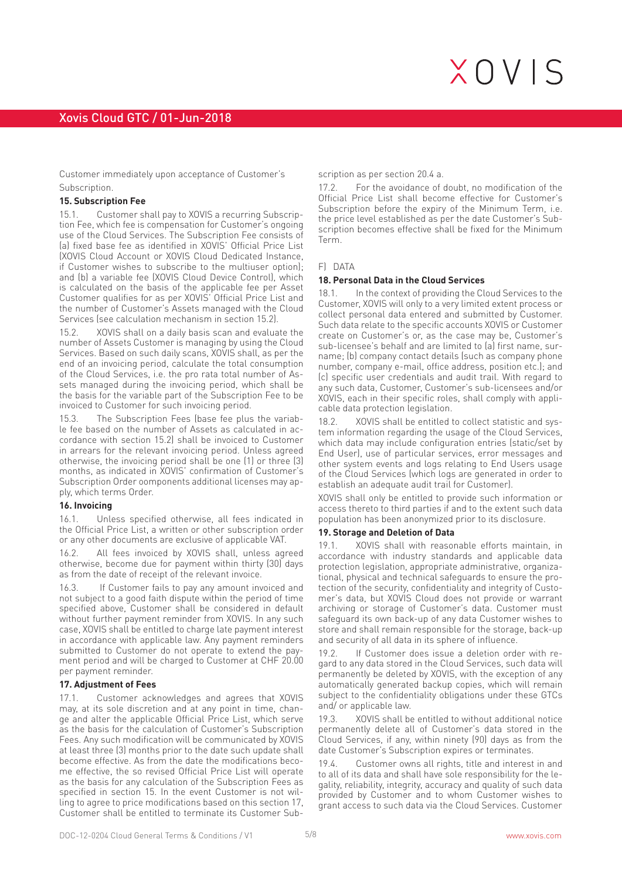Customer immediately upon acceptance of Customer's Subscription.

**15. Subscription Fee**

15.1. Customer shall pay to XOVIS a recurring Subscription Fee, which fee is compensation for Customer's ongoing use of the Cloud Services. The Subscription Fee consists of (a) fixed base fee as identified in XOVIS' Official Price List (XOVIS Cloud Account or XOVIS Cloud Dedicated Instance, if Customer wishes to subscribe to the multiuser option); and (b) a variable fee (XOVIS Cloud Device Control), which is calculated on the basis of the applicable fee per Asset Customer qualifies for as per XOVIS' Official Price List and the number of Customer's Assets managed with the Cloud Services (see calculation mechanism in section 15.2).

15.2. XOVIS shall on a daily basis scan and evaluate the number of Assets Customer is managing by using the Cloud Services. Based on such daily scans, XOVIS shall, as per the end of an invoicing period, calculate the total consumption of the Cloud Services, i.e. the pro rata total number of Assets managed during the invoicing period, which shall be the basis for the variable part of the Subscription Fee to be invoiced to Customer for such invoicing period.

15.3. The Subscription Fees (base fee plus the variable fee based on the number of Assets as calculated in accordance with section 15.2) shall be invoiced to Customer in arrears for the relevant invoicing period. Unless agreed otherwise, the invoicing period shall be one (1) or three (3) months, as indicated in XOVIS' confirmation of Customer's Subscription Order oomponents additional licenses may apply, which terms Order.

**16. Invoicing**

16.1. Unless specified otherwise, all fees indicated in the Official Price List, a written or other subscription order or any other documents are exclusive of applicable VAT.

16.2. All fees invoiced by XOVIS shall, unless agreed otherwise, become due for payment within thirty (30) days as from the date of receipt of the relevant invoice.

16.3. If Customer fails to pay any amount invoiced and not subject to a good faith dispute within the period of time specified above, Customer shall be considered in default without further payment reminder from XOVIS. In any such case, XOVIS shall be entitled to charge late payment interest in accordance with applicable law. Any payment reminders submitted to Customer do not operate to extend the payment period and will be charged to Customer at CHF 20.00 per payment reminder.

**17. Adjustment of Fees**

17.1. Customer acknowledges and agrees that XOVIS may, at its sole discretion and at any point in time, change and alter the applicable Official Price List, which serve as the basis for the calculation of Customer's Subscription Fees. Any such modification will be communicated by XOVIS at least three (3) months prior to the date such update shall become effective. As from the date the modifications become effective, the so revised Official Price List will operate as the basis for any calculation of the Subscription Fees as specified in section 15. In the event Customer is not willing to agree to price modifications based on this section 17, Customer shall be entitled to terminate its Customer Subscription as per section 20.4 a.

17.2. For the avoidance of doubt, no modification of the Official Price List shall become effective for Customer's Subscription before the expiry of the Minimum Term, i.e. the price level established as per the date Customer's Subscription becomes effective shall be fixed for the Minimum Term.

F) DATA

**18. Personal Data in the Cloud Services**

18.1. In the context of providing the Cloud Services to the Customer, XOVIS will only to a very limited extent process or collect personal data entered and submitted by Customer. Such data relate to the specific accounts XOVIS or Customer create on Customer's or, as the case may be, Customer's sub-licensee's behalf and are limited to (a) first name, surname; (b) company contact details (such as company phone number, company e-mail, office address, position etc.); and (c) specific user credentials and audit trail. With regard to any such data, Customer, Customer's sub-licensees and/or XOVIS, each in their specific roles, shall comply with applicable data protection legislation.

18.2. XOVIS shall be entitled to collect statistic and system information regarding the usage of the Cloud Services, which data may include configuration entries (static/set by End User), use of particular services, error messages and other system events and logs relating to End Users usage of the Cloud Services (which logs are generated in order to establish an adequate audit trail for Customer).

XOVIS shall only be entitled to provide such information or access thereto to third parties if and to the extent such data population has been anonymized prior to its disclosure.

**19. Storage and Deletion of Data**

19.1. XOVIS shall with reasonable efforts maintain, in accordance with industry standards and applicable data protection legislation, appropriate administrative, organizational, physical and technical safeguards to ensure the protection of the security, confidentiality and integrity of Customer's data, but XOVIS Cloud does not provide or warrant archiving or storage of Customer's data. Customer must safeguard its own back-up of any data Customer wishes to store and shall remain responsible for the storage, back-up and security of all data in its sphere of influence.

19.2. If Customer does issue a deletion order with regard to any data stored in the Cloud Services, such data will permanently be deleted by XOVIS, with the exception of any automatically generated backup copies, which will remain subject to the confidentiality obligations under these GTCs and/ or applicable law.

19.3. XOVIS shall be entitled to without additional notice permanently delete all of Customer's data stored in the Cloud Services, if any, within ninety (90) days as from the date Customer's Subscription expires or terminates.

19.4. Customer owns all rights, title and interest in and to all of its data and shall have sole responsibility for the legality, reliability, integrity, accuracy and quality of such data provided by Customer and to whom Customer wishes to grant access to such data via the Cloud Services. Customer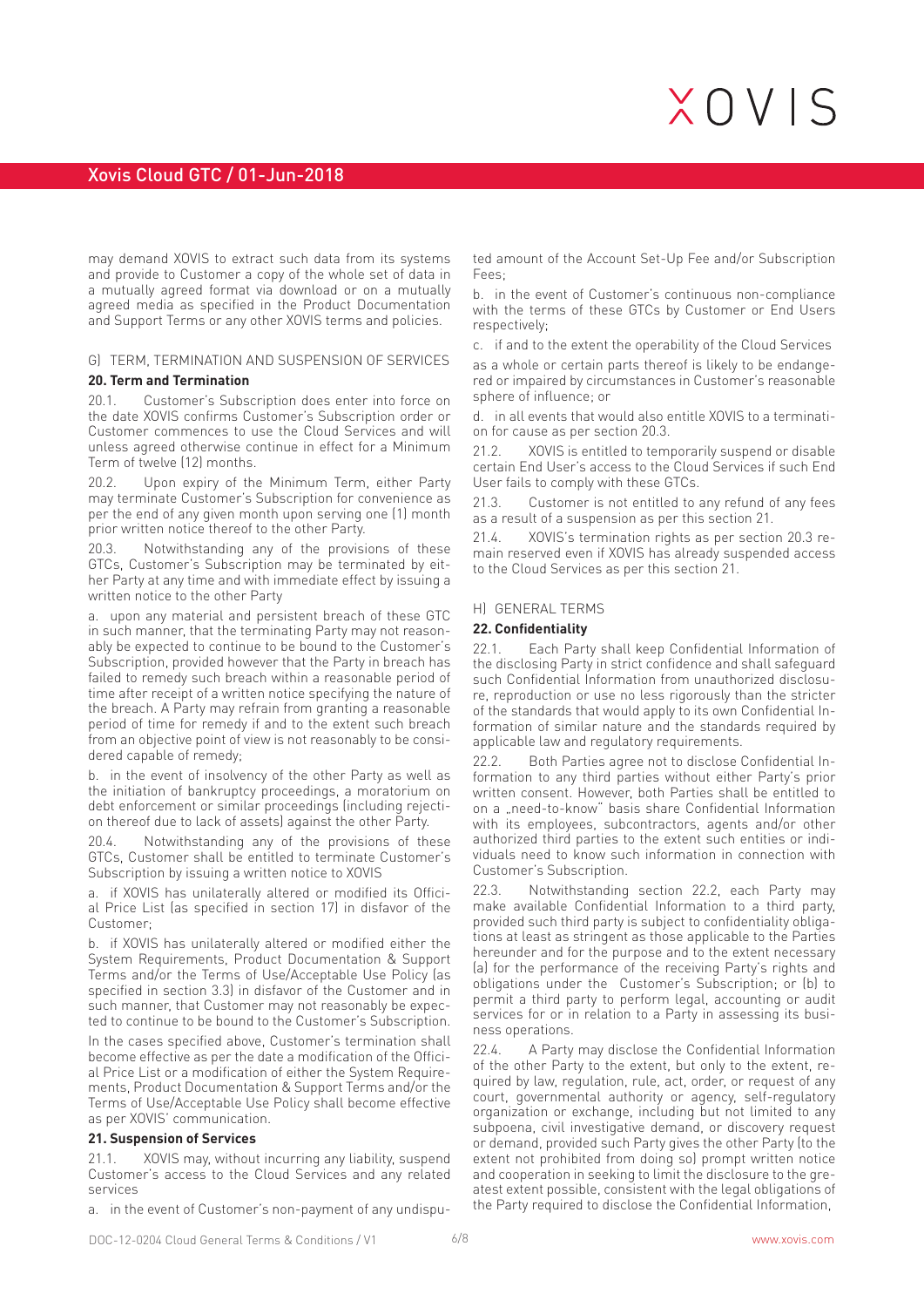may demand XOVIS to extract such data from its systems and provide to Customer a copy of the whole set of data in a mutually agreed format via download or on a mutually agreed media as specified in the Product Documentation and Support Terms or any other XOVIS terms and policies.

## G) TERM, TERMINATION AND SUSPENSION OF SERVICES

### 20. Term and Termination

20.1. Customer's Subscription does enter into force on the date XOVIS confirms Customer's Subscription order or Customer commences to use the Cloud Services and will unless agreed otherwise continue in effect for a Minimum Term of twelve (12) months.

20.2. Upon expiry of the Minimum Term, either Party may terminate Customer's Subscription for convenience as per the end of any given month upon serving one (1) month prior written notice thereof to the other Party.

20.3. Notwithstanding any of the provisions of these GTCs, Customer's Subscription may be terminated by either Party at any time and with immediate effect by issuing a written notice to the other Party

a. upon any material and persistent breach of these GTC in such manner, that the terminating Party may not reasonably be expected to continue to be bound to the Customer's Subscription, provided however that the Party in breach has failed to remedy such breach within a reasonable period of time after receipt of a written notice specifying the nature of the breach. A Party may refrain from granting a reasonable period of time for remedy if and to the extent such breach from an objective point of view is not reasonably to be considered capable of remedy;

b. in the event of insolvency of the other Party as well as the initiation of bankruptcy proceedings, a moratorium on debt enforcement or similar proceedings (including rejection thereof due to lack of assets) against the other Party.

20.4. Notwithstanding any of the provisions of these GTCs, Customer shall be entitled to terminate Customer's Subscription by issuing a written notice to XOVIS

a. if XOVIS has unilaterally altered or modified its Official Price List (as specified in section 17) in disfavor of the Customer;

b. if XOVIS has unilaterally altered or modified either the System Requirements, Product Documentation & Support Terms and/or the Terms of Use/Acceptable Use Policy (as specified in section 3.3) in disfavor of the Customer and in such manner, that Customer may not reasonably be expected to continue to be bound to the Customer's Subscription.

In the cases specified above, Customer's termination shall become effective as per the date a modification of the Official Price List or a modification of either the System Requirements, Product Documentation & Support Terms and/or the Terms of Use/Acceptable Use Policy shall become effective as per XOVIS' communication.

### 21. Suspension of Services

21.1. XOVIS may, without incurring any liability, suspend Customer's access to the Cloud Services and any related services

a. in the event of Customer's non-payment of any undisputed amount of the Account Set-Up Fee and/or Subscription Fees;

b. in the event of Customer's continuous non-compliance with the terms of these GTCs by Customer or End Users respectively;

c. if and to the extent the operability of the Cloud Services as a whole or certain parts thereof is likely to be endangered or impaired by circumstances in Customer's reasonable sphere of influence; or

d. in all events that would also entitle XOVIS to a termination for cause as per section 20.3.

21.2. XOVIS is entitled to temporarily suspend or disable certain End User's access to the Cloud Services if such End User fails to comply with these GTCs.

21.3. Customer is not entitled to any refund of any fees as a result of a suspension as per this section 21.

21.4. XOVIS's termination rights as per section 20.3 remain reserved even if XOVIS has already suspended access to the Cloud Services as per this section 21.

## H) GENERAL TERMS

### 22. Confidentiality

22.1. Each Party shall keep Confidential Information of the disclosing Party in strict confidence and shall safeguard such Confidential Information from unauthorized disclosure, reproduction or use no less rigorously than the stricter of the standards that would apply to its own Confidential Information of similar nature and the standards required by applicable law and regulatory requirements.

22.2. Both Parties agree not to disclose Confidential Information to any third parties without either Party's prior written consent. However, both Parties shall be entitled to on a „need-to-know" basis share Confidential Information with its employees, subcontractors, agents and/or other authorized third parties to the extent such entities or individuals need to know such information in connection with Customer's Subscription.

22.3. Notwithstanding section 22.2, each Party may make available Confidential Information to a third party, provided such third party is subject to confidentiality obligations at least as stringent as those applicable to the Parties hereunder and for the purpose and to the extent necessary (a) for the performance of the receiving Party's rights and obligations under the Customer's Subscription; or (b) to permit a third party to perform legal, accounting or audit services for or in relation to a Party in assessing its business operations.

22.4. A Party may disclose the Confidential Information of the other Party to the extent, but only to the extent, required by law, regulation, rule, act, order, or request of any court, governmental authority or agency, self-regulatory organization or exchange, including but not limited to any subpoena, civil investigative demand, or discovery request or demand, provided such Party gives the other Party (to the extent not prohibited from doing so) prompt written notice and cooperation in seeking to limit the disclosure to the greatest extent possible, consistent with the legal obligations of the Party required to disclose the Confidential Information,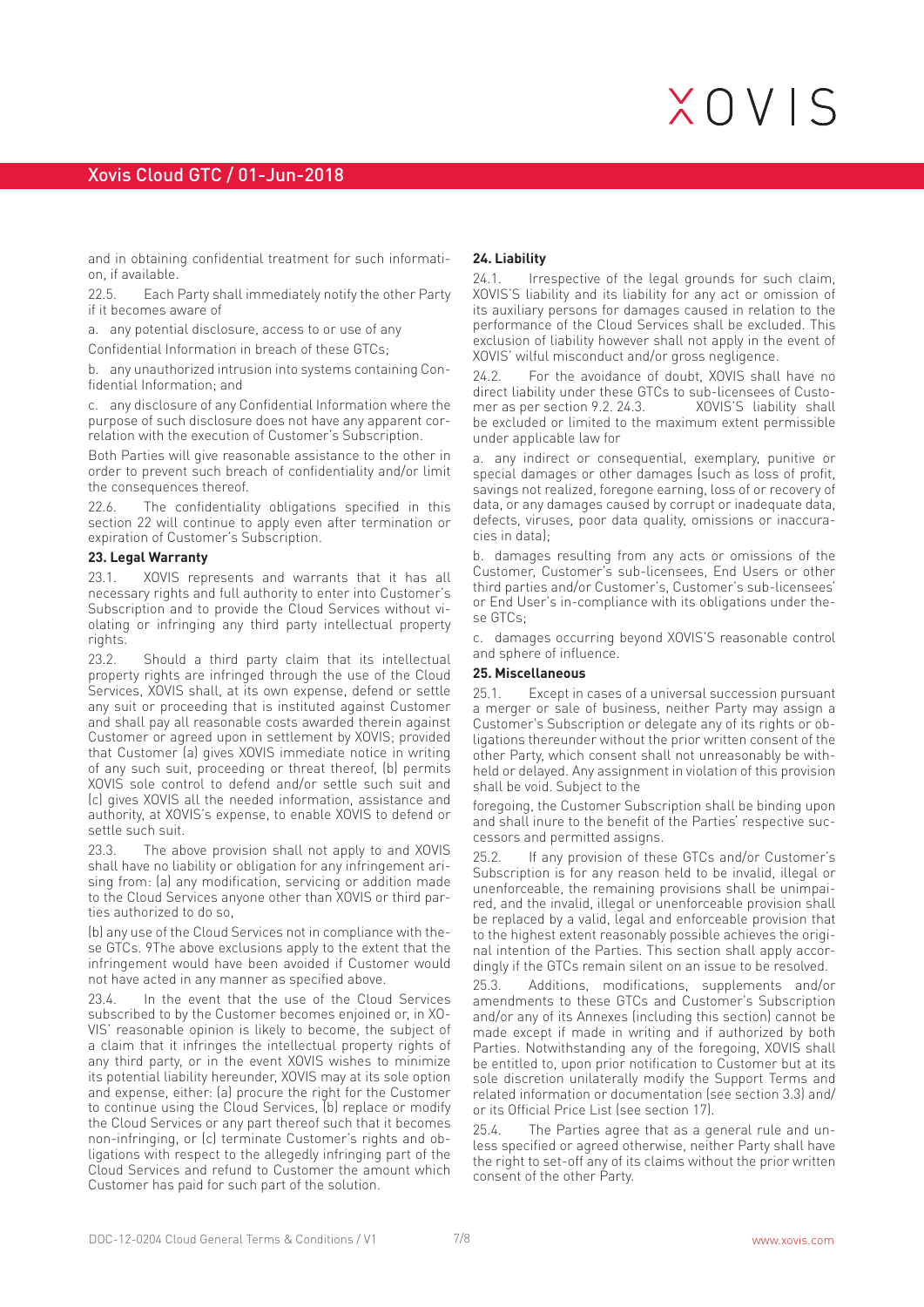and in obtaining confidential treatment for such information, if available.

22.5. Each Party shall immediately notify the other Party if it becomes aware of

a. any potential disclosure, access to or use of any Confidential Information in breach of these GTCs;

b. any unauthorized intrusion into systems containing Confidential Information; and

c. any disclosure of any Confidential Information where the purpose of such disclosure does not have any apparent correlation with the execution of Customer's Subscription.

Both Parties will give reasonable assistance to the other in order to prevent such breach of confidentiality and/or limit the consequences thereof.

22.6. The confidentiality obligations specified in this section 22 will continue to apply even after termination or expiration of Customer's Subscription.

**23. Legal Warranty**

23.1. XOVIS represents and warrants that it has all necessary rights and full authority to enter into Customer's Subscription and to provide the Cloud Services without violating or infringing any third party intellectual property rights.

23.2. Should a third party claim that its intellectual property rights are infringed through the use of the Cloud Services, XOVIS shall, at its own expense, defend or settle any suit or proceeding that is instituted against Customer and shall pay all reasonable costs awarded therein against Customer or agreed upon in settlement by XOVIS; provided that Customer (a) gives XOVIS immediate notice in writing of any such suit, proceeding or threat thereof, (b) permits XOVIS sole control to defend and/or settle such suit and (c) gives XOVIS all the needed information, assistance and authority, at XOVIS's expense, to enable XOVIS to defend or settle such suit.

23.3. The above provision shall not apply to and XOVIS shall have no liability or obligation for any infringement arising from: (a) any modification, servicing or addition made to the Cloud Services anyone other than XOVIS or third parties authorized to do so,

(b) any use of the Cloud Services not in compliance with these GTCs. 9The above exclusions apply to the extent that the infringement would have been avoided if Customer would not have acted in any manner as specified above.

23.4. In the event that the use of the Cloud Services subscribed to by the Customer becomes enjoined or, in XOVIS' reasonable opinion is likely to become, the subject of a claim that it infringes the intellectual property rights of any third party, or in the event XOVIS wishes to minimize its potential liability hereunder, XOVIS may at its sole option and expense, either: (a) procure the right for the Customer to continue using the Cloud Services, (b) replace or modify the Cloud Services or any part thereof such that it becomes non-infringing, or (c) terminate Customer's rights and obligations with respect to the allegedly infringing part of the Cloud Services and refund to Customer the amount which Customer has paid for such part of the solution.

**24. Liability**

24.1. Irrespective of the legal grounds for such claim, XOVIS'S liability and its liability for any act or omission of its auxiliary persons for damages caused in relation to the performance of the Cloud Services shall be excluded. This exclusion of liability however shall not apply in the event of XOVIS' wilful misconduct and/or gross negligence.

24.2. For the avoidance of doubt, XOVIS shall have no direct liability under these GTCs to sub-licensees of Customer as per section 9.2. 24.3. XOVIS'S liability shall be excluded or limited to the maximum extent permissible under applicable law for

a. any indirect or consequential, exemplary, punitive or special damages or other damages (such as loss of profit, savings not realized, foregone earning, loss of or recovery of data, or any damages caused by corrupt or inadequate data, defects, viruses, poor data quality, omissions or inaccuracies in data);

b. damages resulting from any acts or omissions of the Customer, Customer's sub-licensees, End Users or other third parties and/or Customer's, Customer's sub-licensees' or End User's in-compliance with its obligations under these GTCs;

c. damages occurring beyond XOVIS'S reasonable control and sphere of influence.

**25. Miscellaneous**

25.1. Except in cases of a universal succession pursuant a merger or sale of business, neither Party may assign a Customer's Subscription or delegate any of its rights or obligations thereunder without the prior written consent of the other Party, which consent shall not unreasonably be withheld or delayed. Any assignment in violation of this provision shall be void. Subject to the foregoing, the Customer Subscription shall be binding upon and shall inure to the benefit of the Parties' respective successors and permitted assigns.

25.2. If any provision of these GTCs and/or Customer's Subscription is for any reason held to be invalid, illegal or unenforceable, the remaining provisions shall be unimpaired, and the invalid, illegal or unenforceable provision shall be replaced by a valid, legal and enforceable provision that to the highest extent reasonably possible achieves the original intention of the Parties. This section shall apply accordingly if the GTCs remain silent on an issue to be resolved.

25.3. Additions, modifications, supplements and/or amendments to these GTCs and Customer's Subscription and/or any of its Annexes (including this section) cannot be made except if made in writing and if authorized by both Parties. Notwithstanding any of the foregoing, XOVIS shall be entitled to, upon prior notification to Customer but at its sole discretion unilaterally modify the Support Terms and related information or documentation (see section 3.3) and/or its Official Price List (see section 17).

25.4. The Parties agree that as a general rule and unless specified or agreed otherwise, neither Party shall have the right to set-off any of its claims without the prior written consent of the other Party.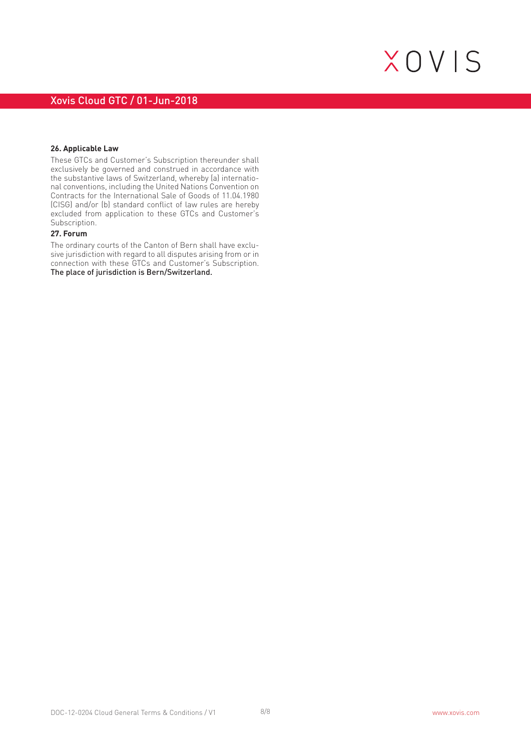**26. Applicable Law**

These GTCs and Customer's Subscription thereunder shall exclusively be governed and construed in accordance with the substantive laws of Switzerland, whereby (a) international conventions, including the United Nations Convention on Contracts for the International Sale of Goods of 11.04.1980 (CISG) and/or (b) standard conflict of law rules are hereby excluded from application to these GTCs and Customer's Subscription.

**27. Forum**

The ordinary courts of the Canton of Bern shall have exclusive jurisdiction with regard to all disputes arising from or in connection with these GTCs and Customer's Subscription. The place of jurisdiction is Bern/Switzerland.